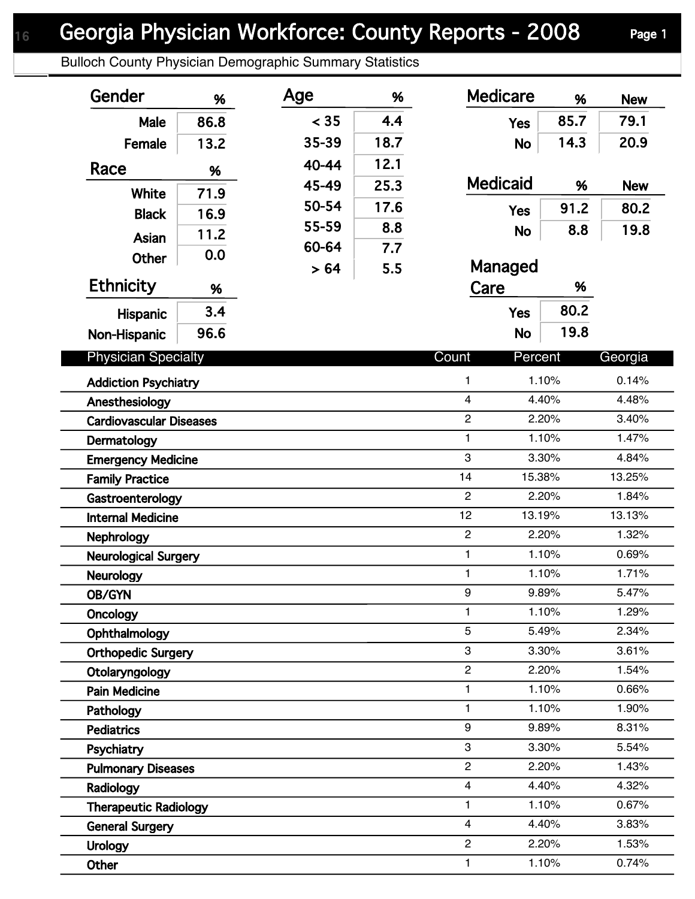# Georgia Physician Workforce: County Reports - 2008

Bulloch County Physician Demographic Summary Statistics

| Gender | % |
|---|---|
| Male | 86.8 |
| Female | 13.2 |

| Race | % |
|---|---|
| White | 71.9 |
| Black | 16.9 |
| Asian | 11.2 |
| Other | 0.0 |

| Ethnicity | % |
|---|---|
| Hispanic | 3.4 |
| Non-Hispanic | 96.6 |

| Age | % |
|---|---|
| < 35 | 4.4 |
| 35-39 | 18.7 |
| 40-44 | 12.1 |
| 45-49 | 25.3 |
| 50-54 | 17.6 |
| 55-59 | 8.8 |
| 60-64 | 7.7 |
| > 64 | 5.5 |

| Medicare | % | New |
|---|---|---|
| Yes | 85.7 | 79.1 |
| No | 14.3 | 20.9 |

| Medicaid | % | New |
|---|---|---|
| Yes | 91.2 | 80.2 |
| No | 8.8 | 19.8 |

| Managed Care | % |
|---|---|
| Yes | 80.2 |
| No | 19.8 |

| Physician Specialty | Count | Percent | Georgia |
|---|---|---|---|
| Addiction Psychiatry | 1 | 1.10% | 0.14% |
| Anesthesiology | 4 | 4.40% | 4.48% |
| Cardiovascular Diseases | 2 | 2.20% | 3.40% |
| Dermatology | 1 | 1.10% | 1.47% |
| Emergency Medicine | 3 | 3.30% | 4.84% |
| Family Practice | 14 | 15.38% | 13.25% |
| Gastroenterology | 2 | 2.20% | 1.84% |
| Internal Medicine | 12 | 13.19% | 13.13% |
| Nephrology | 2 | 2.20% | 1.32% |
| Neurological Surgery | 1 | 1.10% | 0.69% |
| Neurology | 1 | 1.10% | 1.71% |
| OB/GYN | 9 | 9.89% | 5.47% |
| Oncology | 1 | 1.10% | 1.29% |
| Ophthalmology | 5 | 5.49% | 2.34% |
| Orthopedic Surgery | 3 | 3.30% | 3.61% |
| Otolaryngology | 2 | 2.20% | 1.54% |
| Pain Medicine | 1 | 1.10% | 0.66% |
| Pathology | 1 | 1.10% | 1.90% |
| Pediatrics | 9 | 9.89% | 8.31% |
| Psychiatry | 3 | 3.30% | 5.54% |
| Pulmonary Diseases | 2 | 2.20% | 1.43% |
| Radiology | 4 | 4.40% | 4.32% |
| Therapeutic Radiology | 1 | 1.10% | 0.67% |
| General Surgery | 4 | 4.40% | 3.83% |
| Urology | 2 | 2.20% | 1.53% |
| Other | 1 | 1.10% | 0.74% |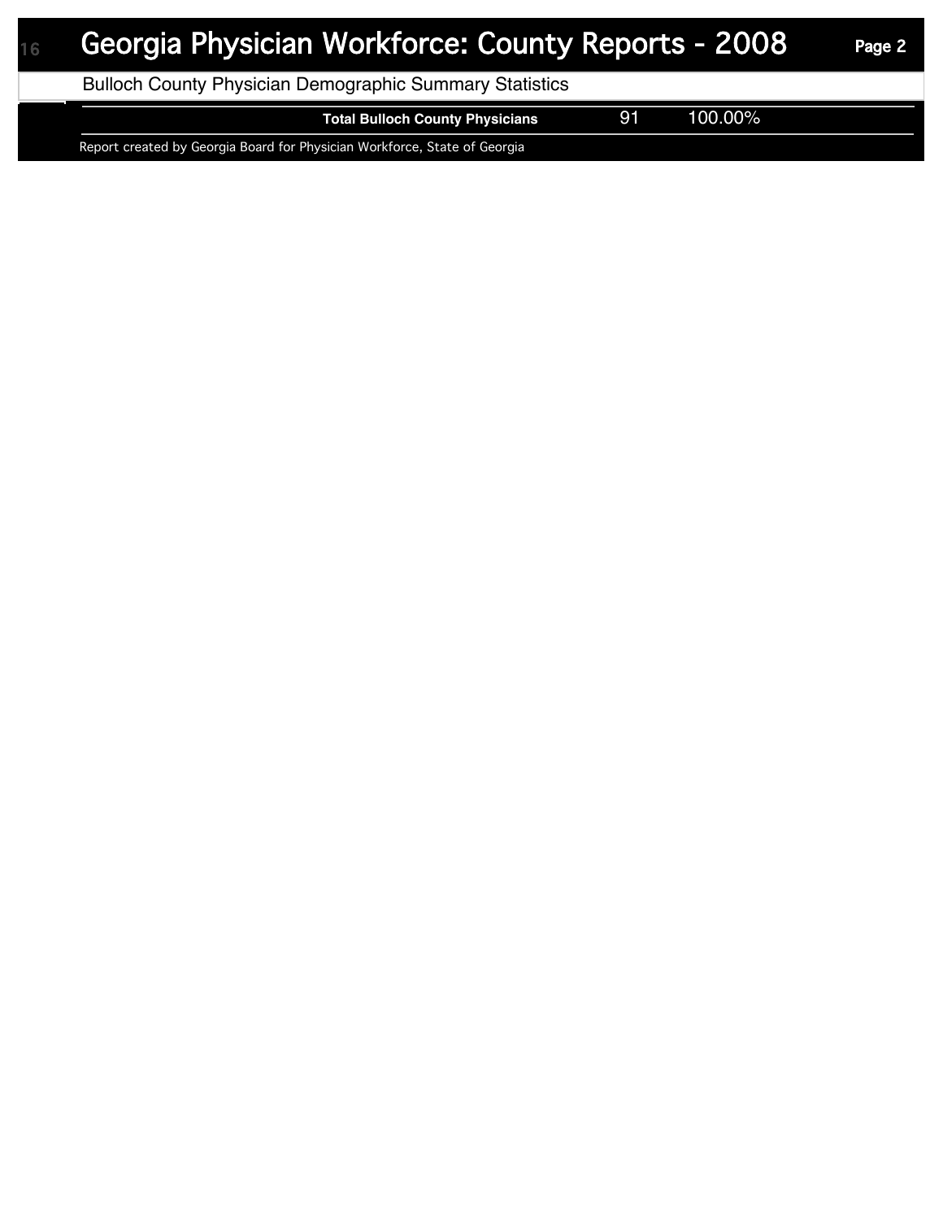# Georgia Physician Workforce: County Reports - 2008

## Bulloch County Physician Demographic Summary Statistics

| | | |
|---|---|---|
| **Total Bulloch County Physicians** | 91 | 100.00% |

Report created by Georgia Board for Physician Workforce, State of Georgia